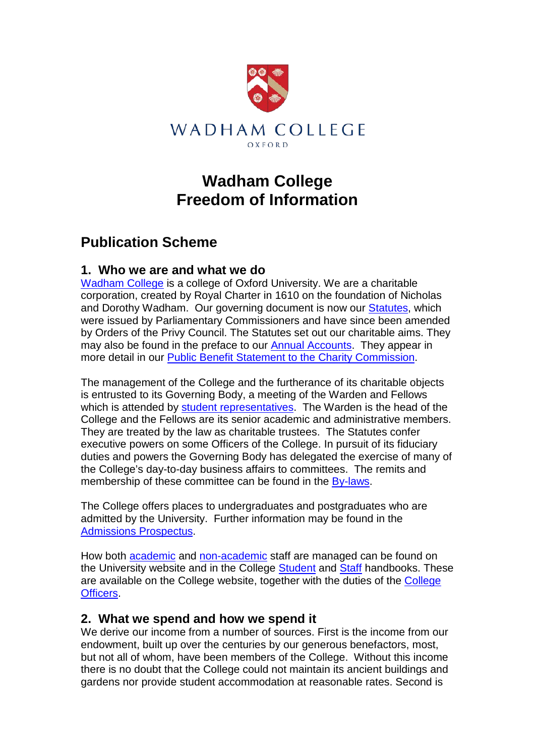WADHAM COLLEGE

OXFORD

# Wadham College
# Freedom of Information

## Publication Scheme

### 1. Who we are and what we do

Wadham College is a college of Oxford University. We are a charitable corporation, created by Royal Charter in 1610 on the foundation of Nicholas and Dorothy Wadham. Our governing document is now our Statutes, which were issued by Parliamentary Commissioners and have since been amended by Orders of the Privy Council. The Statutes set out our charitable aims. They may also be found in the preface to our Annual Accounts. They appear in more detail in our Public Benefit Statement to the Charity Commission.

The management of the College and the furtherance of its charitable objects is entrusted to its Governing Body, a meeting of the Warden and Fellows which is attended by student representatives. The Warden is the head of the College and the Fellows are its senior academic and administrative members. They are treated by the law as charitable trustees. The Statutes confer executive powers on some Officers of the College. In pursuit of its fiduciary duties and powers the Governing Body has delegated the exercise of many of the College's day-to-day business affairs to committees. The remits and membership of these committee can be found in the By-laws.

The College offers places to undergraduates and postgraduates who are admitted by the University. Further information may be found in the Admissions Prospectus.

How both academic and non-academic staff are managed can be found on the University website and in the College Student and Staff handbooks. These are available on the College website, together with the duties of the College Officers.

### 2. What we spend and how we spend it

We derive our income from a number of sources. First is the income from our endowment, built up over the centuries by our generous benefactors, most, but not all of whom, have been members of the College. Without this income there is no doubt that the College could not maintain its ancient buildings and gardens nor provide student accommodation at reasonable rates. Second is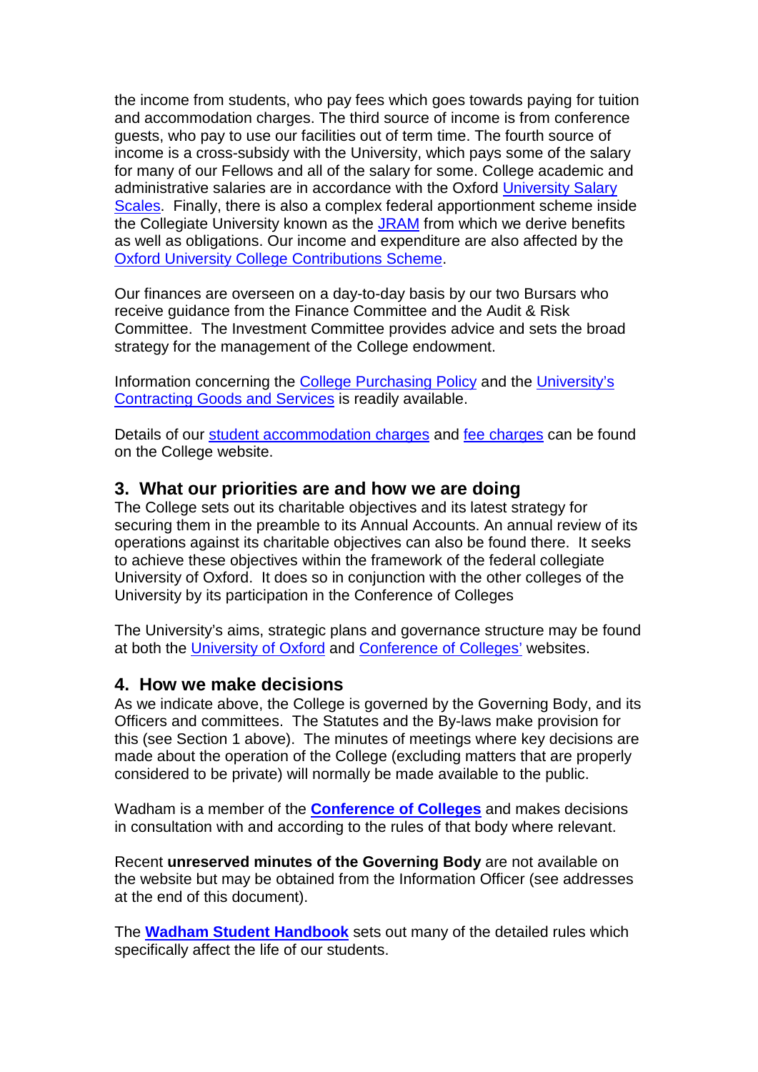the income from students, who pay fees which goes towards paying for tuition and accommodation charges. The third source of income is from conference guests, who pay to use our facilities out of term time. The fourth source of income is a cross-subsidy with the University, which pays some of the salary for many of our Fellows and all of the salary for some. College academic and administrative salaries are in accordance with the Oxford University Salary Scales. Finally, there is also a complex federal apportionment scheme inside the Collegiate University known as the JRAM from which we derive benefits as well as obligations. Our income and expenditure are also affected by the Oxford University College Contributions Scheme.

Our finances are overseen on a day-to-day basis by our two Bursars who receive guidance from the Finance Committee and the Audit & Risk Committee. The Investment Committee provides advice and sets the broad strategy for the management of the College endowment.

Information concerning the College Purchasing Policy and the University's Contracting Goods and Services is readily available.

Details of our student accommodation charges and fee charges can be found on the College website.

## 3. What our priorities are and how we are doing

The College sets out its charitable objectives and its latest strategy for securing them in the preamble to its Annual Accounts. An annual review of its operations against its charitable objectives can also be found there. It seeks to achieve these objectives within the framework of the federal collegiate University of Oxford. It does so in conjunction with the other colleges of the University by its participation in the Conference of Colleges

The University's aims, strategic plans and governance structure may be found at both the University of Oxford and Conference of Colleges' websites.

## 4. How we make decisions

As we indicate above, the College is governed by the Governing Body, and its Officers and committees. The Statutes and the By-laws make provision for this (see Section 1 above). The minutes of meetings where key decisions are made about the operation of the College (excluding matters that are properly considered to be private) will normally be made available to the public.

Wadham is a member of the **Conference of Colleges** and makes decisions in consultation with and according to the rules of that body where relevant.

Recent **unreserved minutes of the Governing Body** are not available on the website but may be obtained from the Information Officer (see addresses at the end of this document).

The **Wadham Student Handbook** sets out many of the detailed rules which specifically affect the life of our students.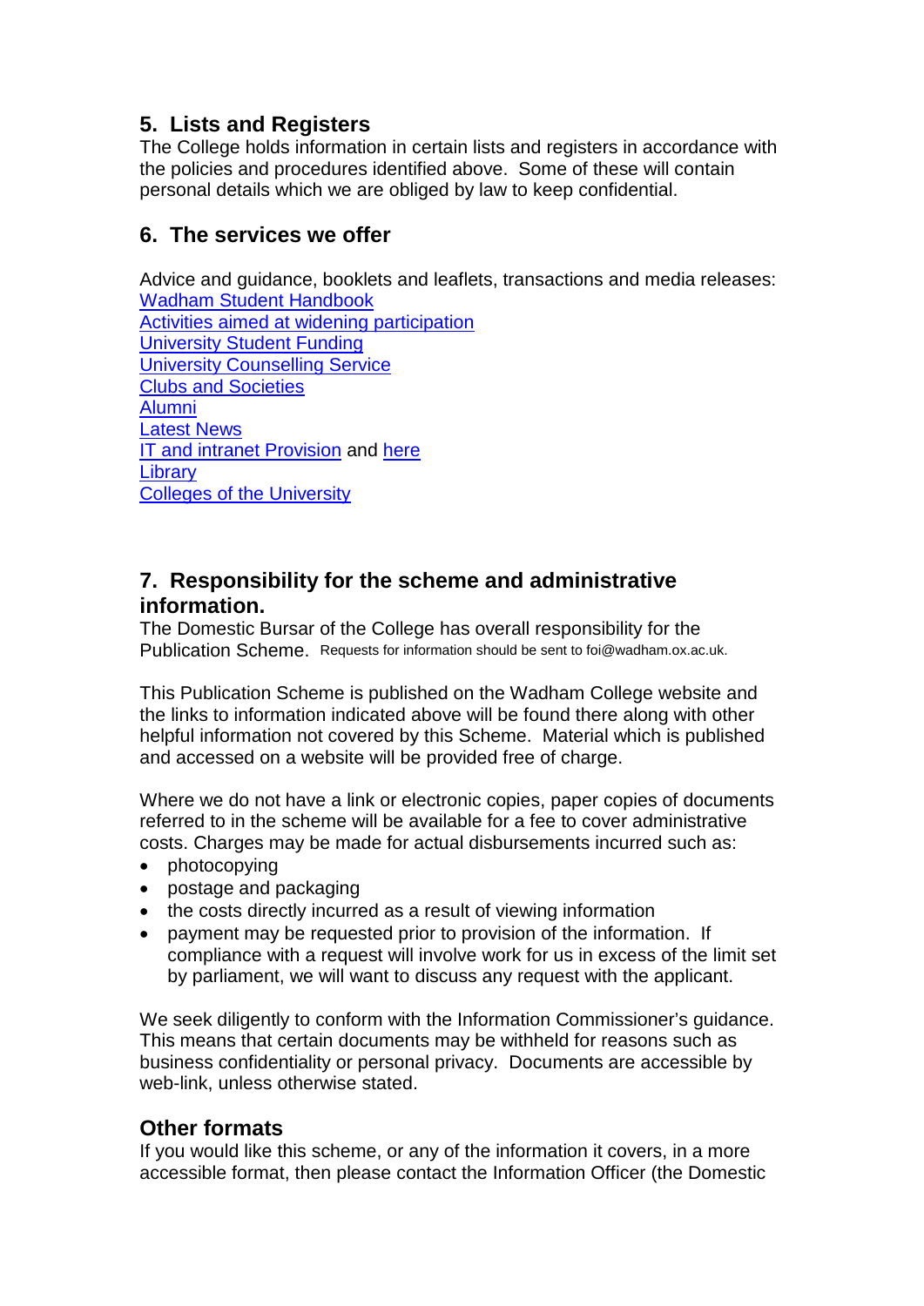## 5. Lists and Registers

The College holds information in certain lists and registers in accordance with the policies and procedures identified above. Some of these will contain personal details which we are obliged by law to keep confidential.

## 6. The services we offer

Advice and guidance, booklets and leaflets, transactions and media releases:
Wadham Student Handbook
Activities aimed at widening participation
University Student Funding
University Counselling Service
Clubs and Societies
Alumni
Latest News
IT and intranet Provision and here
Library
Colleges of the University

## 7. Responsibility for the scheme and administrative information.

The Domestic Bursar of the College has overall responsibility for the Publication Scheme. Requests for information should be sent to foi@wadham.ox.ac.uk.

This Publication Scheme is published on the Wadham College website and the links to information indicated above will be found there along with other helpful information not covered by this Scheme. Material which is published and accessed on a website will be provided free of charge.

Where we do not have a link or electronic copies, paper copies of documents referred to in the scheme will be available for a fee to cover administrative costs. Charges may be made for actual disbursements incurred such as:

- photocopying
- postage and packaging
- the costs directly incurred as a result of viewing information
- payment may be requested prior to provision of the information. If compliance with a request will involve work for us in excess of the limit set by parliament, we will want to discuss any request with the applicant.

We seek diligently to conform with the Information Commissioner's guidance. This means that certain documents may be withheld for reasons such as business confidentiality or personal privacy. Documents are accessible by web-link, unless otherwise stated.

### Other formats

If you would like this scheme, or any of the information it covers, in a more accessible format, then please contact the Information Officer (the Domestic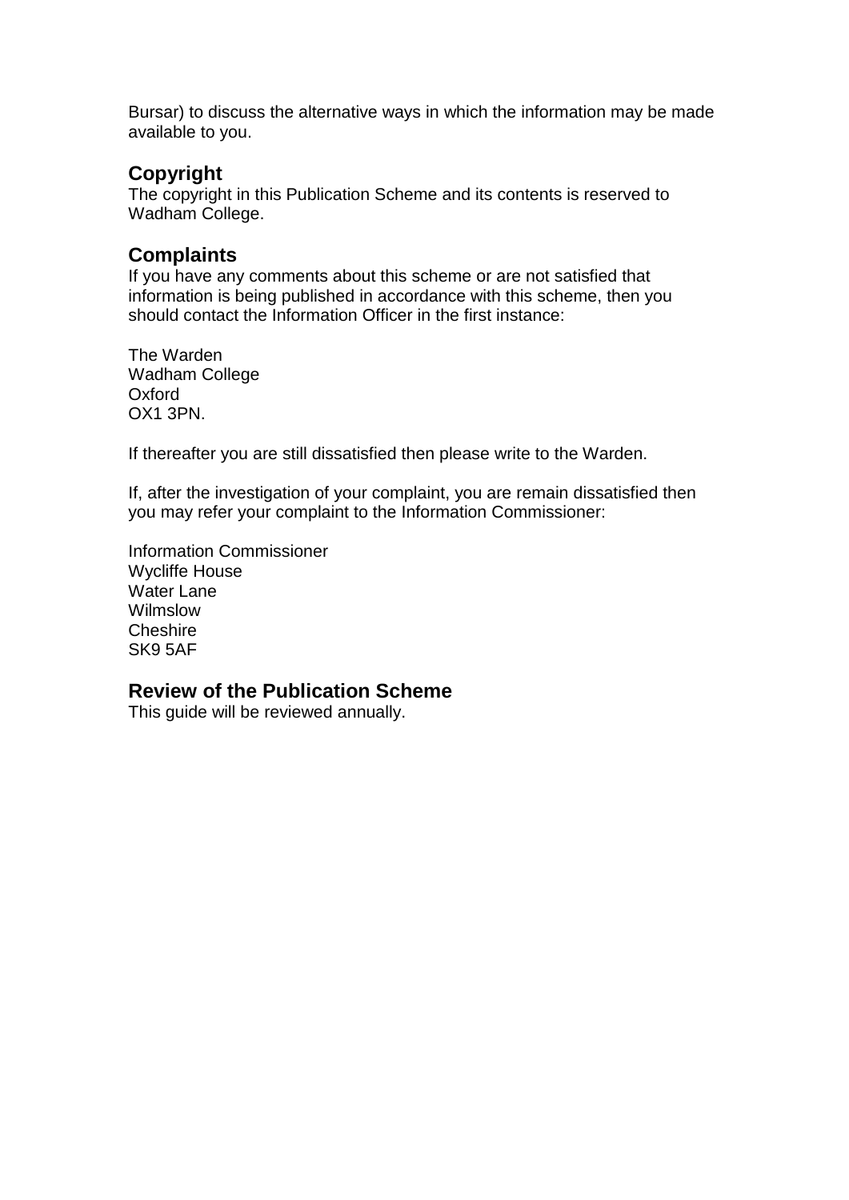Bursar) to discuss the alternative ways in which the information may be made available to you.

## Copyright

The copyright in this Publication Scheme and its contents is reserved to Wadham College.

## Complaints

If you have any comments about this scheme or are not satisfied that information is being published in accordance with this scheme, then you should contact the Information Officer in the first instance:

The Warden
Wadham College
Oxford
OX1 3PN.

If thereafter you are still dissatisfied then please write to the Warden.

If, after the investigation of your complaint, you are remain dissatisfied then you may refer your complaint to the Information Commissioner:

Information Commissioner
Wycliffe House
Water Lane
Wilmslow
Cheshire
SK9 5AF

## Review of the Publication Scheme

This guide will be reviewed annually.